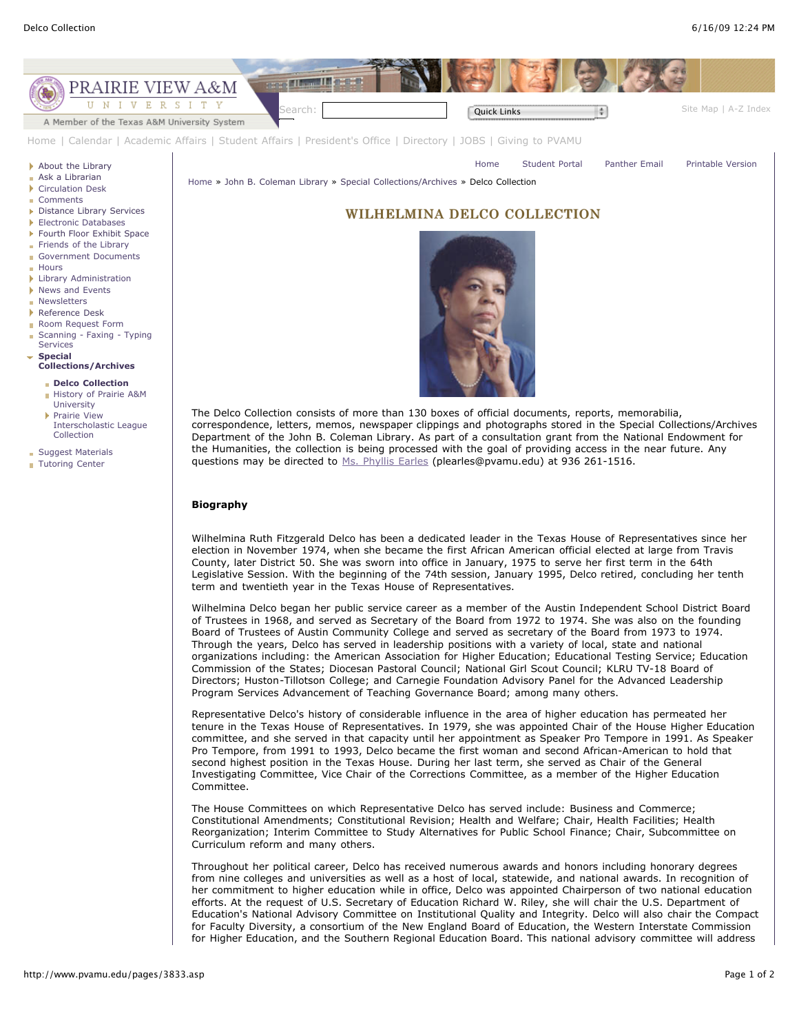Home | Calendar | Academic Affairs | Student Affairs | President's Office | Directory | JOBS | Giving to PVAMU

- About the Library
- Ask a Librarian
- Circulation Desk
- Comments
- Distance Library Services
- Electronic Databases
- Fourth Floor Exhibit Space
- Friends of the Library
- Government Documents
- Hours
- Library Administration
- News and Events
- Newsletters
- Reference Desk
- Room Request Form
- Scanning - Faxing - Typing Services
- **Special Collections/Archives**
  - **Delco Collection**
  - History of Prairie A&M University
  - Prairie View Interscholastic League Collection
- Suggest Materials
- Tutoring Center

Home Student Portal Panther Email Printable Version

Home » John B. Coleman Library » Special Collections/Archives » Delco Collection

# WILHELMINA DELCO COLLECTION

The Delco Collection consists of more than 130 boxes of official documents, reports, memorabilia, correspondence, letters, memos, newspaper clippings and photographs stored in the Special Collections/Archives Department of the John B. Coleman Library. As part of a consultation grant from the National Endowment for the Humanities, the collection is being processed with the goal of providing access in the near future. Any questions may be directed to Ms. Phyllis Earles (plearles@pvamu.edu) at 936 261-1516.

## Biography

Wilhelmina Ruth Fitzgerald Delco has been a dedicated leader in the Texas House of Representatives since her election in November 1974, when she became the first African American official elected at large from Travis County, later District 50. She was sworn into office in January, 1975 to serve her first term in the 64th Legislative Session. With the beginning of the 74th session, January 1995, Delco retired, concluding her tenth term and twentieth year in the Texas House of Representatives.

Wilhelmina Delco began her public service career as a member of the Austin Independent School District Board of Trustees in 1968, and served as Secretary of the Board from 1972 to 1974. She was also on the founding Board of Trustees of Austin Community College and served as secretary of the Board from 1973 to 1974. Through the years, Delco has served in leadership positions with a variety of local, state and national organizations including: the American Association for Higher Education; Educational Testing Service; Education Commission of the States; Diocesan Pastoral Council; National Girl Scout Council; KLRU TV-18 Board of Directors; Huston-Tillotson College; and Carnegie Foundation Advisory Panel for the Advanced Leadership Program Services Advancement of Teaching Governance Board; among many others.

Representative Delco's history of considerable influence in the area of higher education has permeated her tenure in the Texas House of Representatives. In 1979, she was appointed Chair of the House Higher Education committee, and she served in that capacity until her appointment as Speaker Pro Tempore in 1991. As Speaker Pro Tempore, from 1991 to 1993, Delco became the first woman and second African-American to hold that second highest position in the Texas House. During her last term, she served as Chair of the General Investigating Committee, Vice Chair of the Corrections Committee, as a member of the Higher Education Committee.

The House Committees on which Representative Delco has served include: Business and Commerce; Constitutional Amendments; Constitutional Revision; Health and Welfare; Chair, Health Facilities; Health Reorganization; Interim Committee to Study Alternatives for Public School Finance; Chair, Subcommittee on Curriculum reform and many others.

Throughout her political career, Delco has received numerous awards and honors including honorary degrees from nine colleges and universities as well as a host of local, statewide, and national awards. In recognition of her commitment to higher education while in office, Delco was appointed Chairperson of two national education efforts. At the request of U.S. Secretary of Education Richard W. Riley, she will chair the U.S. Department of Education's National Advisory Committee on Institutional Quality and Integrity. Delco will also chair the Compact for Faculty Diversity, a consortium of the New England Board of Education, the Western Interstate Commission for Higher Education, and the Southern Regional Education Board. This national advisory committee will address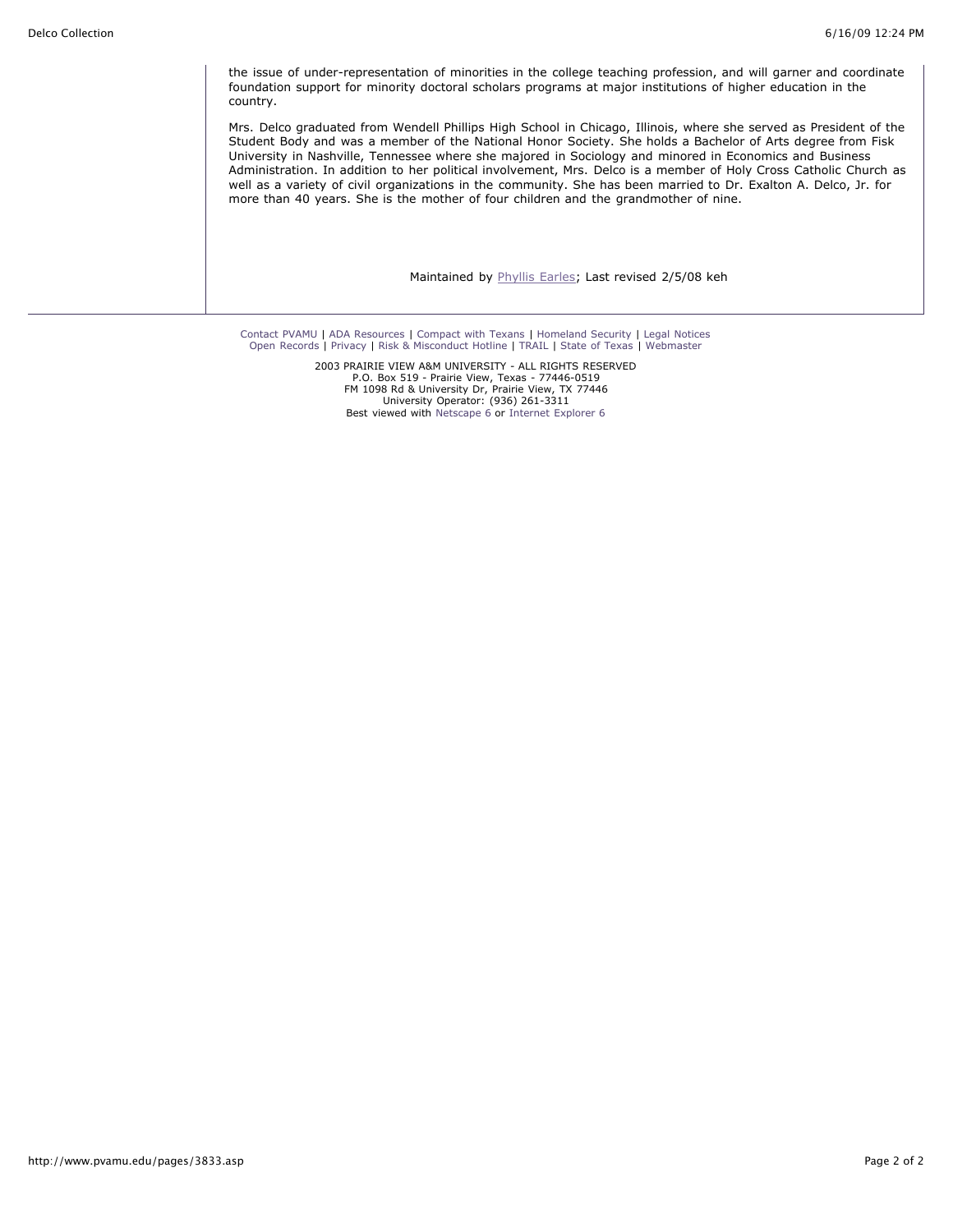the issue of under-representation of minorities in the college teaching profession, and will garner and coordinate foundation support for minority doctoral scholars programs at major institutions of higher education in the country.

Mrs. Delco graduated from Wendell Phillips High School in Chicago, Illinois, where she served as President of the Student Body and was a member of the National Honor Society. She holds a Bachelor of Arts degree from Fisk University in Nashville, Tennessee where she majored in Sociology and minored in Economics and Business Administration. In addition to her political involvement, Mrs. Delco is a member of Holy Cross Catholic Church as well as a variety of civil organizations in the community. She has been married to Dr. Exalton A. Delco, Jr. for more than 40 years. She is the mother of four children and the grandmother of nine.

Maintained by Phyllis Earles; Last revised 2/5/08 keh

Contact PVAMU | ADA Resources | Compact with Texans | Homeland Security | Legal Notices
Open Records | Privacy | Risk & Misconduct Hotline | TRAIL | State of Texas | Webmaster

2003 PRAIRIE VIEW A&M UNIVERSITY - ALL RIGHTS RESERVED
P.O. Box 519 - Prairie View, Texas - 77446-0519
FM 1098 Rd & University Dr, Prairie View, TX 77446
University Operator: (936) 261-3311
Best viewed with Netscape 6 or Internet Explorer 6